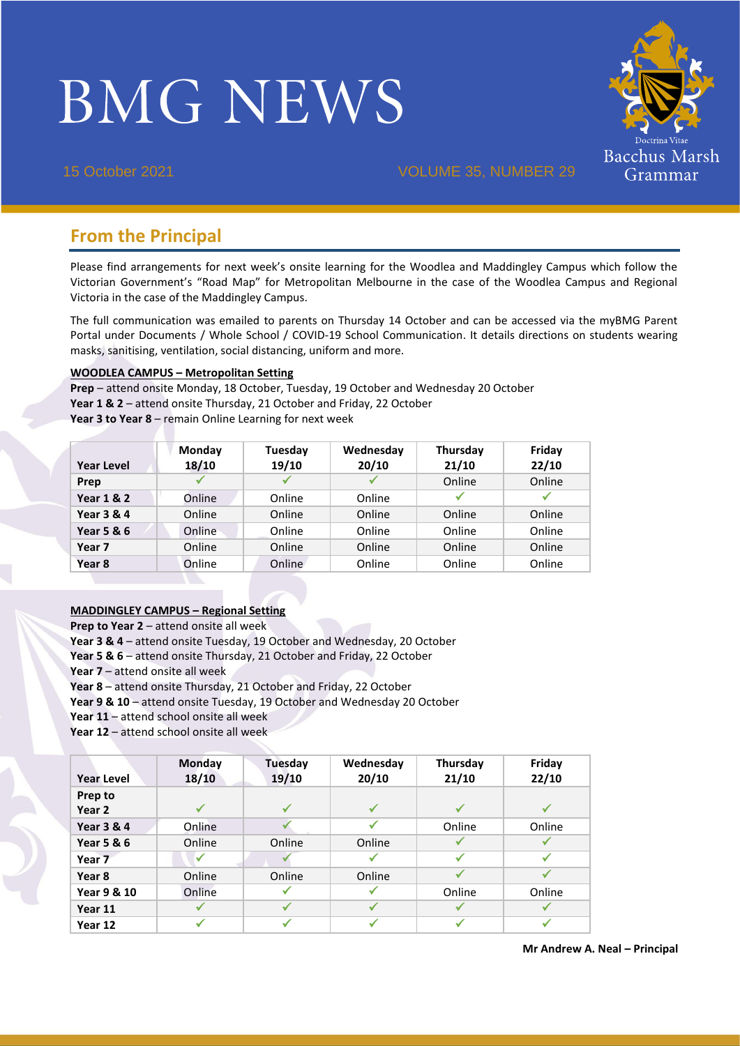# BMG NEWS

15 October 2021 VOLUME 35, NUMBER 29

Bacchus Marsh Grammar

## From the Principal

Please find arrangements for next week's onsite learning for the Woodlea and Maddingley Campus which follow the Victorian Government's "Road Map" for Metropolitan Melbourne in the case of the Woodlea Campus and Regional Victoria in the case of the Maddingley Campus.

The full communication was emailed to parents on Thursday 14 October and can be accessed via the myBMG Parent Portal under Documents / Whole School / COVID-19 School Communication. It details directions on students wearing masks, sanitising, ventilation, social distancing, uniform and more.

**WOODLEA CAMPUS – Metropolitan Setting**

**Prep** – attend onsite Monday, 18 October, Tuesday, 19 October and Wednesday 20 October
**Year 1 & 2** – attend onsite Thursday, 21 October and Friday, 22 October
**Year 3 to Year 8** – remain Online Learning for next week

| Year Level | Monday 18/10 | Tuesday 19/10 | Wednesday 20/10 | Thursday 21/10 | Friday 22/10 |
|---|---|---|---|---|---|
| Prep | ✓ | ✓ | ✓ | Online | Online |
| Year 1 & 2 | Online | Online | Online | ✓ | ✓ |
| Year 3 & 4 | Online | Online | Online | Online | Online |
| Year 5 & 6 | Online | Online | Online | Online | Online |
| Year 7 | Online | Online | Online | Online | Online |
| Year 8 | Online | Online | Online | Online | Online |

**MADDINGLEY CAMPUS – Regional Setting**

**Prep to Year 2** – attend onsite all week
**Year 3 & 4** – attend onsite Tuesday, 19 October and Wednesday, 20 October
**Year 5 & 6** – attend onsite Thursday, 21 October and Friday, 22 October
**Year 7** – attend onsite all week
**Year 8** – attend onsite Thursday, 21 October and Friday, 22 October
**Year 9 & 10** – attend onsite Tuesday, 19 October and Wednesday 20 October
**Year 11** – attend school onsite all week
**Year 12** – attend school onsite all week

| Year Level | Monday 18/10 | Tuesday 19/10 | Wednesday 20/10 | Thursday 21/10 | Friday 22/10 |
|---|---|---|---|---|---|
| Prep to Year 2 | ✓ | ✓ | ✓ | ✓ | ✓ |
| Year 3 & 4 | Online | ✓ | ✓ | Online | Online |
| Year 5 & 6 | Online | Online | Online | ✓ | ✓ |
| Year 7 | ✓ | ✓ | ✓ | ✓ | ✓ |
| Year 8 | Online | Online | Online | ✓ | ✓ |
| Year 9 & 10 | Online | ✓ | ✓ | Online | Online |
| Year 11 | ✓ | ✓ | ✓ | ✓ | ✓ |
| Year 12 | ✓ | ✓ | ✓ | ✓ | ✓ |

**Mr Andrew A. Neal – Principal**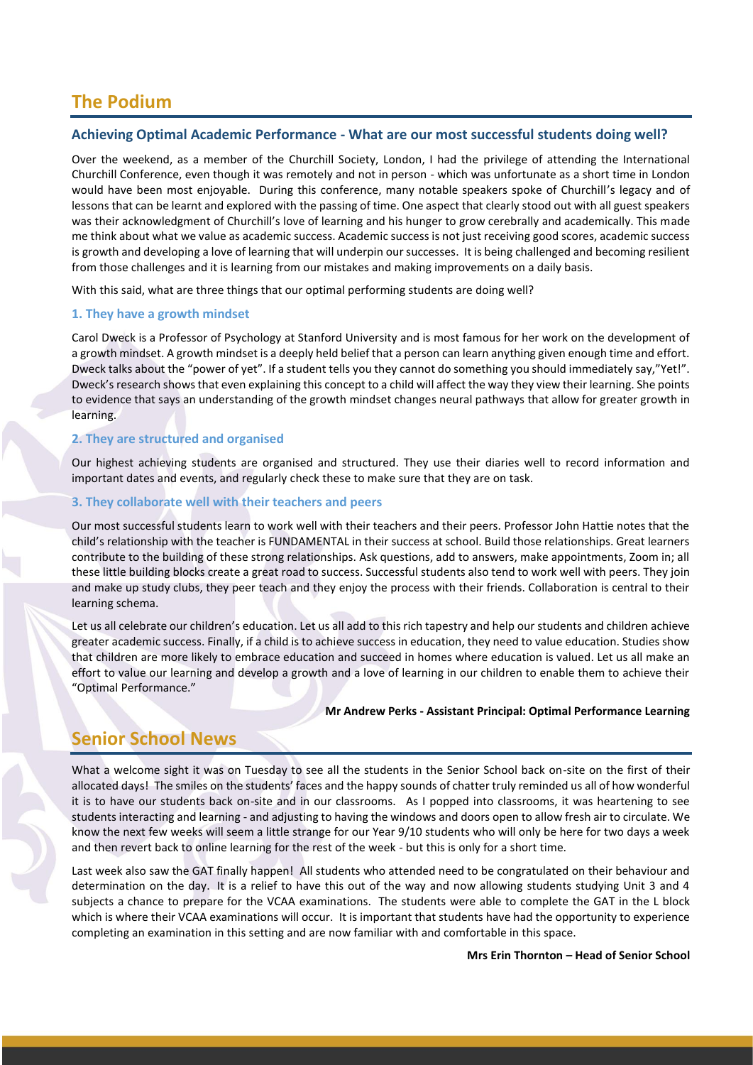## The Podium

### Achieving Optimal Academic Performance - What are our most successful students doing well?

Over the weekend, as a member of the Churchill Society, London, I had the privilege of attending the International Churchill Conference, even though it was remotely and not in person - which was unfortunate as a short time in London would have been most enjoyable. During this conference, many notable speakers spoke of Churchill's legacy and of lessons that can be learnt and explored with the passing of time. One aspect that clearly stood out with all guest speakers was their acknowledgment of Churchill's love of learning and his hunger to grow cerebrally and academically. This made me think about what we value as academic success. Academic success is not just receiving good scores, academic success is growth and developing a love of learning that will underpin our successes. It is being challenged and becoming resilient from those challenges and it is learning from our mistakes and making improvements on a daily basis.

With this said, what are three things that our optimal performing students are doing well?

#### 1. They have a growth mindset

Carol Dweck is a Professor of Psychology at Stanford University and is most famous for her work on the development of a growth mindset. A growth mindset is a deeply held belief that a person can learn anything given enough time and effort. Dweck talks about the "power of yet". If a student tells you they cannot do something you should immediately say,"Yet!". Dweck's research shows that even explaining this concept to a child will affect the way they view their learning. She points to evidence that says an understanding of the growth mindset changes neural pathways that allow for greater growth in learning.

#### 2. They are structured and organised

Our highest achieving students are organised and structured. They use their diaries well to record information and important dates and events, and regularly check these to make sure that they are on task.

#### 3. They collaborate well with their teachers and peers

Our most successful students learn to work well with their teachers and their peers. Professor John Hattie notes that the child's relationship with the teacher is FUNDAMENTAL in their success at school. Build those relationships. Great learners contribute to the building of these strong relationships. Ask questions, add to answers, make appointments, Zoom in; all these little building blocks create a great road to success. Successful students also tend to work well with peers. They join and make up study clubs, they peer teach and they enjoy the process with their friends. Collaboration is central to their learning schema.

Let us all celebrate our children's education. Let us all add to this rich tapestry and help our students and children achieve greater academic success. Finally, if a child is to achieve success in education, they need to value education. Studies show that children are more likely to embrace education and succeed in homes where education is valued. Let us all make an effort to value our learning and develop a growth and a love of learning in our children to enable them to achieve their "Optimal Performance."

**Mr Andrew Perks - Assistant Principal: Optimal Performance Learning**

## Senior School News

What a welcome sight it was on Tuesday to see all the students in the Senior School back on-site on the first of their allocated days! The smiles on the students' faces and the happy sounds of chatter truly reminded us all of how wonderful it is to have our students back on-site and in our classrooms. As I popped into classrooms, it was heartening to see students interacting and learning - and adjusting to having the windows and doors open to allow fresh air to circulate. We know the next few weeks will seem a little strange for our Year 9/10 students who will only be here for two days a week and then revert back to online learning for the rest of the week - but this is only for a short time.

Last week also saw the GAT finally happen! All students who attended need to be congratulated on their behaviour and determination on the day. It is a relief to have this out of the way and now allowing students studying Unit 3 and 4 subjects a chance to prepare for the VCAA examinations. The students were able to complete the GAT in the L block which is where their VCAA examinations will occur. It is important that students have had the opportunity to experience completing an examination in this setting and are now familiar with and comfortable in this space.

**Mrs Erin Thornton – Head of Senior School**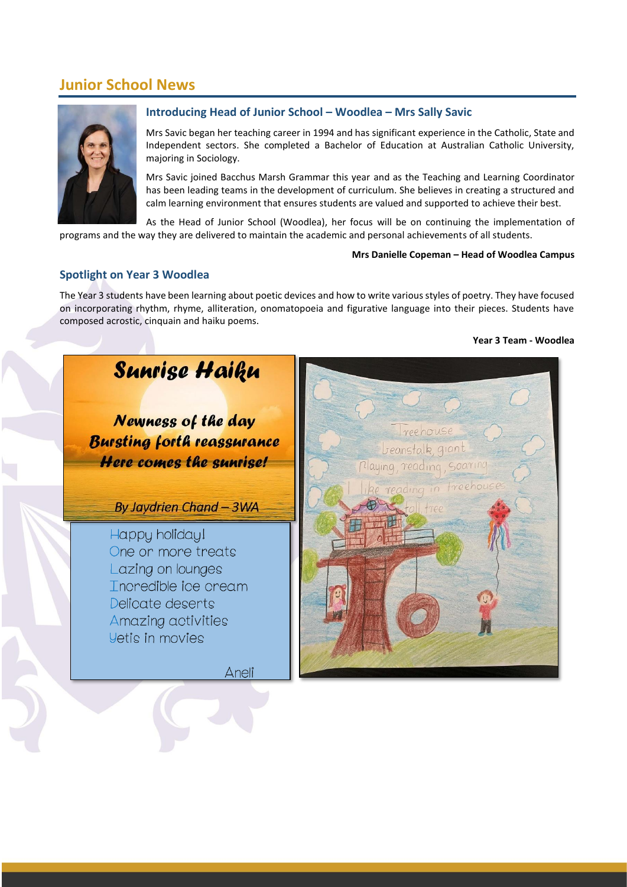## Junior School News

### Introducing Head of Junior School – Woodlea – Mrs Sally Savic

Mrs Savic began her teaching career in 1994 and has significant experience in the Catholic, State and Independent sectors. She completed a Bachelor of Education at Australian Catholic University, majoring in Sociology.

Mrs Savic joined Bacchus Marsh Grammar this year and as the Teaching and Learning Coordinator has been leading teams in the development of curriculum. She believes in creating a structured and calm learning environment that ensures students are valued and supported to achieve their best.

As the Head of Junior School (Woodlea), her focus will be on continuing the implementation of programs and the way they are delivered to maintain the academic and personal achievements of all students.

**Mrs Danielle Copeman – Head of Woodlea Campus**

### Spotlight on Year 3 Woodlea

The Year 3 students have been learning about poetic devices and how to write various styles of poetry. They have focused on incorporating rhythm, rhyme, alliteration, onomatopoeia and figurative language into their pieces. Students have composed acrostic, cinquain and haiku poems.

**Year 3 Team - Woodlea**

**Sunrise Haiku**

**Newness of the day**
**Bursting forth reassurance**
**Here comes the sunrise!**

*By Jaydrien Chand – 3WA*

Happy holiday!
One or more treats
Lazing on lounges
Incredible ice cream
Delicate deserts
Amazing activities
Yetis in movies

Aneli

Treehouse
Beanstalk, giant
Playing, reading, soaring
I like reading in treehouses
Tall tree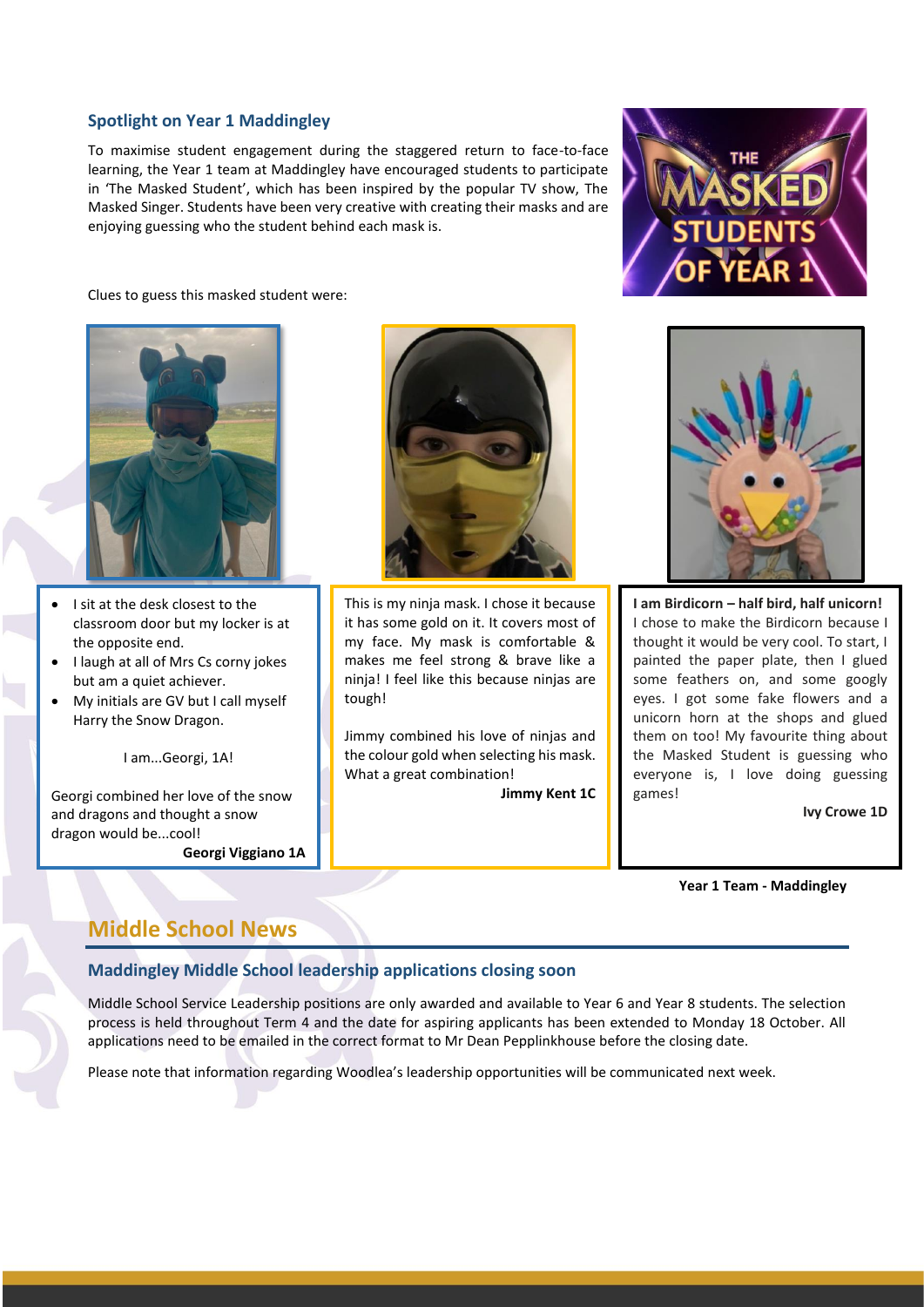## Spotlight on Year 1 Maddingley

To maximise student engagement during the staggered return to face-to-face learning, the Year 1 team at Maddingley have encouraged students to participate in 'The Masked Student', which has been inspired by the popular TV show, The Masked Singer. Students have been very creative with creating their masks and are enjoying guessing who the student behind each mask is.

Clues to guess this masked student were:

- I sit at the desk closest to the classroom door but my locker is at the opposite end.
- I laugh at all of Mrs Cs corny jokes but am a quiet achiever.
- My initials are GV but I call myself Harry the Snow Dragon.

I am...Georgi, 1A!

Georgi combined her love of the snow and dragons and thought a snow dragon would be...cool!

**Georgi Viggiano 1A**

This is my ninja mask. I chose it because it has some gold on it. It covers most of my face. My mask is comfortable & makes me feel strong & brave like a ninja! I feel like this because ninjas are tough!

Jimmy combined his love of ninjas and the colour gold when selecting his mask. What a great combination!

**Jimmy Kent 1C**

**I am Birdicorn – half bird, half unicorn!**
I chose to make the Birdicorn because I thought it would be very cool. To start, I painted the paper plate, then I glued some feathers on, and some googly eyes. I got some fake flowers and a unicorn horn at the shops and glued them on too! My favourite thing about the Masked Student is guessing who everyone is, I love doing guessing games!

**Ivy Crowe 1D**

**Year 1 Team - Maddingley**

# Middle School News

## Maddingley Middle School leadership applications closing soon

Middle School Service Leadership positions are only awarded and available to Year 6 and Year 8 students. The selection process is held throughout Term 4 and the date for aspiring applicants has been extended to Monday 18 October. All applications need to be emailed in the correct format to Mr Dean Pepplinkhouse before the closing date.

Please note that information regarding Woodlea's leadership opportunities will be communicated next week.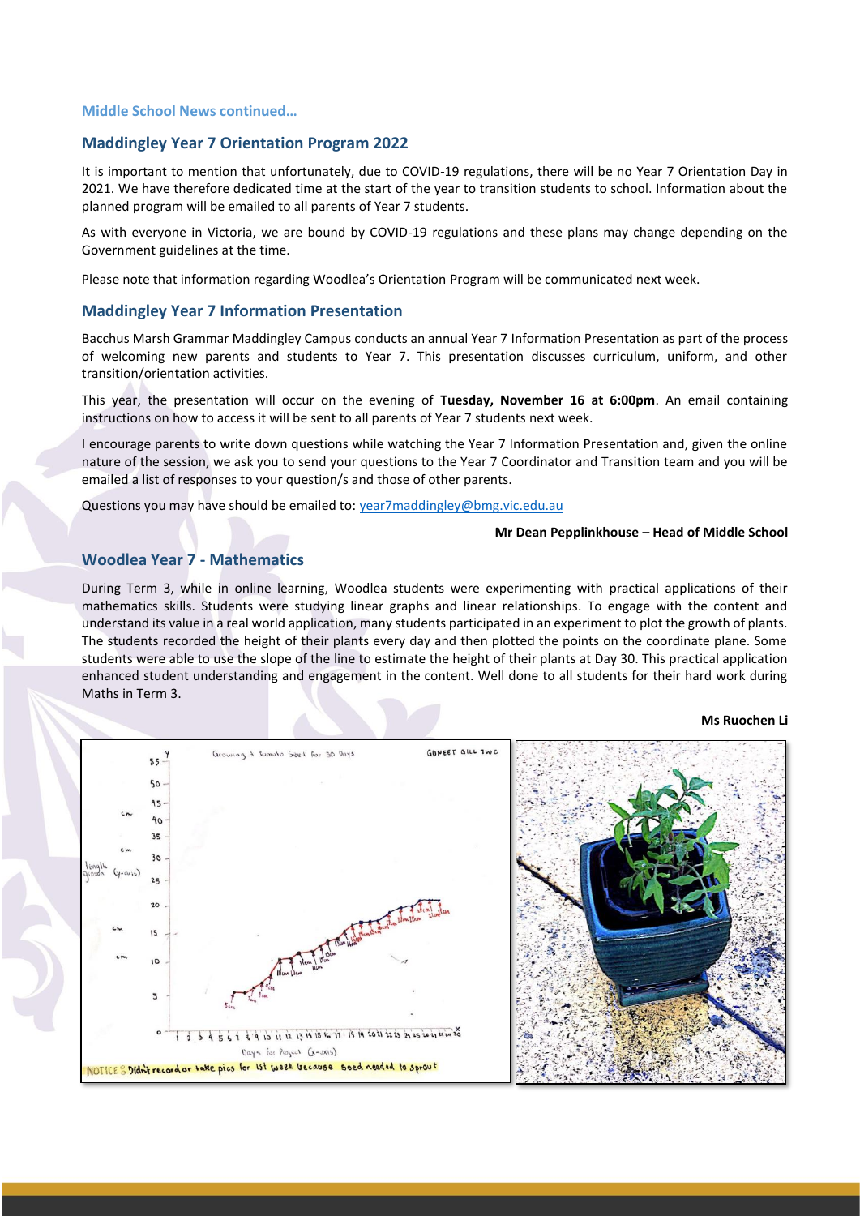**Middle School News continued…**

## Maddingley Year 7 Orientation Program 2022

It is important to mention that unfortunately, due to COVID-19 regulations, there will be no Year 7 Orientation Day in 2021. We have therefore dedicated time at the start of the year to transition students to school. Information about the planned program will be emailed to all parents of Year 7 students.

As with everyone in Victoria, we are bound by COVID-19 regulations and these plans may change depending on the Government guidelines at the time.

Please note that information regarding Woodlea's Orientation Program will be communicated next week.

## Maddingley Year 7 Information Presentation

Bacchus Marsh Grammar Maddingley Campus conducts an annual Year 7 Information Presentation as part of the process of welcoming new parents and students to Year 7. This presentation discusses curriculum, uniform, and other transition/orientation activities.

This year, the presentation will occur on the evening of **Tuesday, November 16 at 6:00pm**. An email containing instructions on how to access it will be sent to all parents of Year 7 students next week.

I encourage parents to write down questions while watching the Year 7 Information Presentation and, given the online nature of the session, we ask you to send your questions to the Year 7 Coordinator and Transition team and you will be emailed a list of responses to your question/s and those of other parents.

Questions you may have should be emailed to: year7maddingley@bmg.vic.edu.au

**Mr Dean Pepplinkhouse – Head of Middle School**

## Woodlea Year 7 - Mathematics

During Term 3, while in online learning, Woodlea students were experimenting with practical applications of their mathematics skills. Students were studying linear graphs and linear relationships. To engage with the content and understand its value in a real world application, many students participated in an experiment to plot the growth of plants. The students recorded the height of their plants every day and then plotted the points on the coordinate plane. Some students were able to use the slope of the line to estimate the height of their plants at Day 30. This practical application enhanced student understanding and engagement in the content. Well done to all students for their hard work during Maths in Term 3.

**Ms Ruochen Li**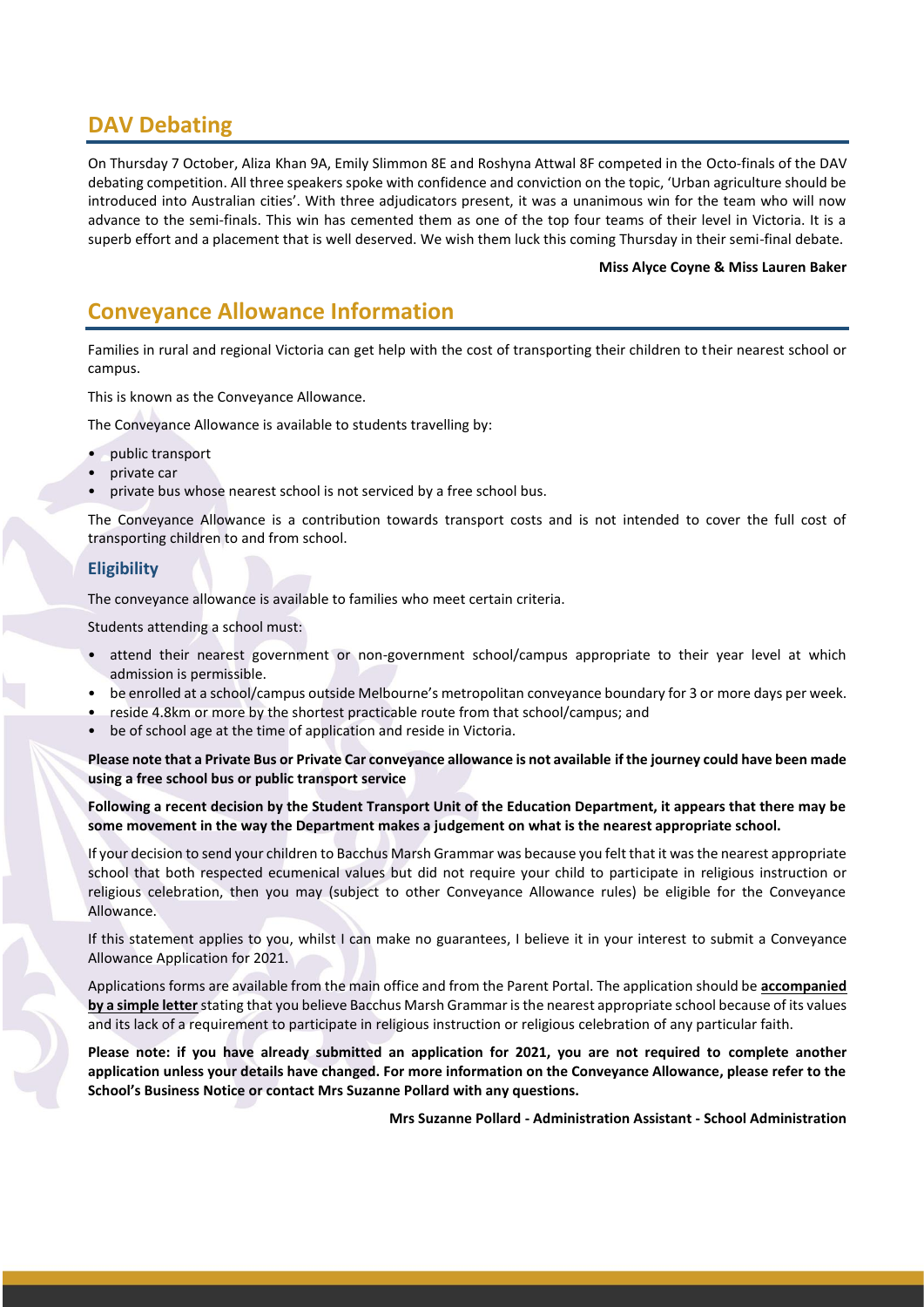## DAV Debating

On Thursday 7 October, Aliza Khan 9A, Emily Slimmon 8E and Roshyna Attwal 8F competed in the Octo-finals of the DAV debating competition. All three speakers spoke with confidence and conviction on the topic, 'Urban agriculture should be introduced into Australian cities'. With three adjudicators present, it was a unanimous win for the team who will now advance to the semi-finals. This win has cemented them as one of the top four teams of their level in Victoria. It is a superb effort and a placement that is well deserved. We wish them luck this coming Thursday in their semi-final debate.

**Miss Alyce Coyne & Miss Lauren Baker**

## Conveyance Allowance Information

Families in rural and regional Victoria can get help with the cost of transporting their children to their nearest school or campus.

This is known as the Conveyance Allowance.

The Conveyance Allowance is available to students travelling by:

- public transport
- private car
- private bus whose nearest school is not serviced by a free school bus.

The Conveyance Allowance is a contribution towards transport costs and is not intended to cover the full cost of transporting children to and from school.

### Eligibility

The conveyance allowance is available to families who meet certain criteria.

Students attending a school must:

- attend their nearest government or non-government school/campus appropriate to their year level at which admission is permissible.
- be enrolled at a school/campus outside Melbourne's metropolitan conveyance boundary for 3 or more days per week.
- reside 4.8km or more by the shortest practicable route from that school/campus; and
- be of school age at the time of application and reside in Victoria.

**Please note that a Private Bus or Private Car conveyance allowance is not available if the journey could have been made using a free school bus or public transport service**

**Following a recent decision by the Student Transport Unit of the Education Department, it appears that there may be some movement in the way the Department makes a judgement on what is the nearest appropriate school.**

If your decision to send your children to Bacchus Marsh Grammar was because you felt that it was the nearest appropriate school that both respected ecumenical values but did not require your child to participate in religious instruction or religious celebration, then you may (subject to other Conveyance Allowance rules) be eligible for the Conveyance Allowance.

If this statement applies to you, whilst I can make no guarantees, I believe it in your interest to submit a Conveyance Allowance Application for 2021.

Applications forms are available from the main office and from the Parent Portal. The application should be **accompanied by a simple letter** stating that you believe Bacchus Marsh Grammar is the nearest appropriate school because of its values and its lack of a requirement to participate in religious instruction or religious celebration of any particular faith.

**Please note: if you have already submitted an application for 2021, you are not required to complete another application unless your details have changed. For more information on the Conveyance Allowance, please refer to the School's Business Notice or contact Mrs Suzanne Pollard with any questions.**

**Mrs Suzanne Pollard - Administration Assistant - School Administration**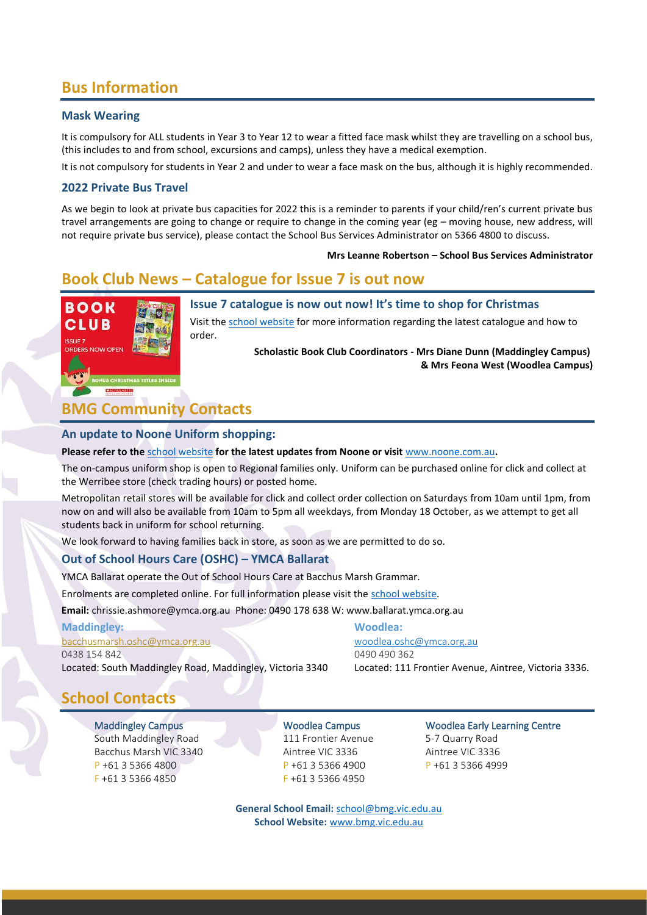## Bus Information

### Mask Wearing

It is compulsory for ALL students in Year 3 to Year 12 to wear a fitted face mask whilst they are travelling on a school bus, (this includes to and from school, excursions and camps), unless they have a medical exemption.

It is not compulsory for students in Year 2 and under to wear a face mask on the bus, although it is highly recommended.

### 2022 Private Bus Travel

As we begin to look at private bus capacities for 2022 this is a reminder to parents if your child/ren's current private bus travel arrangements are going to change or require to change in the coming year (eg – moving house, new address, will not require private bus service), please contact the School Bus Services Administrator on 5366 4800 to discuss.

**Mrs Leanne Robertson – School Bus Services Administrator**

## Book Club News – Catalogue for Issue 7 is out now

### Issue 7 catalogue is now out now! It's time to shop for Christmas

Visit the school website for more information regarding the latest catalogue and how to order.

**Scholastic Book Club Coordinators - Mrs Diane Dunn (Maddingley Campus) & Mrs Feona West (Woodlea Campus)**

## BMG Community Contacts

### An update to Noone Uniform shopping:

**Please refer to the school website for the latest updates from Noone or visit www.noone.com.au.**

The on-campus uniform shop is open to Regional families only. Uniform can be purchased online for click and collect at the Werribee store (check trading hours) or posted home.

Metropolitan retail stores will be available for click and collect order collection on Saturdays from 10am until 1pm, from now on and will also be available from 10am to 5pm all weekdays, from Monday 18 October, as we attempt to get all students back in uniform for school returning.

We look forward to having families back in store, as soon as we are permitted to do so.

### Out of School Hours Care (OSHC) – YMCA Ballarat

YMCA Ballarat operate the Out of School Hours Care at Bacchus Marsh Grammar.

Enrolments are completed online. For full information please visit the school website.

**Email:** chrissie.ashmore@ymca.org.au Phone: 0490 178 638 W: www.ballarat.ymca.org.au

**Maddingley:**
bacchusmarsh.oshc@ymca.org.au
0438 154 842
Located: South Maddingley Road, Maddingley, Victoria 3340

**Woodlea:**
woodlea.oshc@ymca.org.au
0490 490 362
Located: 111 Frontier Avenue, Aintree, Victoria 3336.

## School Contacts

Maddingley Campus
South Maddingley Road
Bacchus Marsh VIC 3340
P +61 3 5366 4800
F +61 3 5366 4850

Woodlea Campus
111 Frontier Avenue
Aintree VIC 3336
P +61 3 5366 4900
F +61 3 5366 4950

Woodlea Early Learning Centre
5-7 Quarry Road
Aintree VIC 3336
P +61 3 5366 4999

**General School Email:** school@bmg.vic.edu.au
**School Website:** www.bmg.vic.edu.au